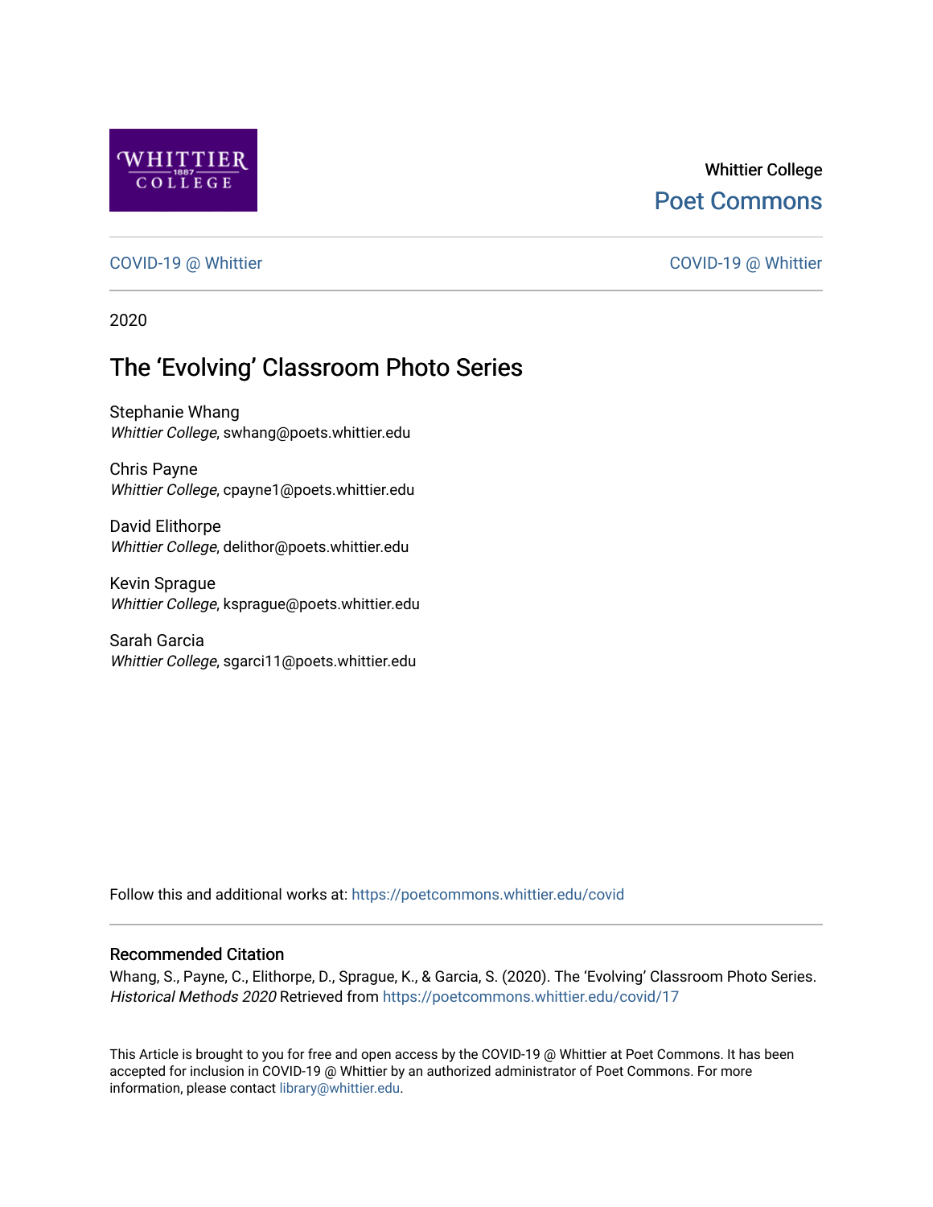Whittier College

Poet Commons

COVID-19 @ Whittier

COVID-19 @ Whittier

2020

# The 'Evolving' Classroom Photo Series

Stephanie Whang
*Whittier College*, swhang@poets.whittier.edu

Chris Payne
*Whittier College*, cpayne1@poets.whittier.edu

David Elithorpe
*Whittier College*, delithor@poets.whittier.edu

Kevin Sprague
*Whittier College*, ksprague@poets.whittier.edu

Sarah Garcia
*Whittier College*, sgarci11@poets.whittier.edu

Follow this and additional works at: https://poetcommons.whittier.edu/covid

### Recommended Citation

Whang, S., Payne, C., Elithorpe, D., Sprague, K., & Garcia, S. (2020). The 'Evolving' Classroom Photo Series. *Historical Methods 2020* Retrieved from https://poetcommons.whittier.edu/covid/17

This Article is brought to you for free and open access by the COVID-19 @ Whittier at Poet Commons. It has been accepted for inclusion in COVID-19 @ Whittier by an authorized administrator of Poet Commons. For more information, please contact library@whittier.edu.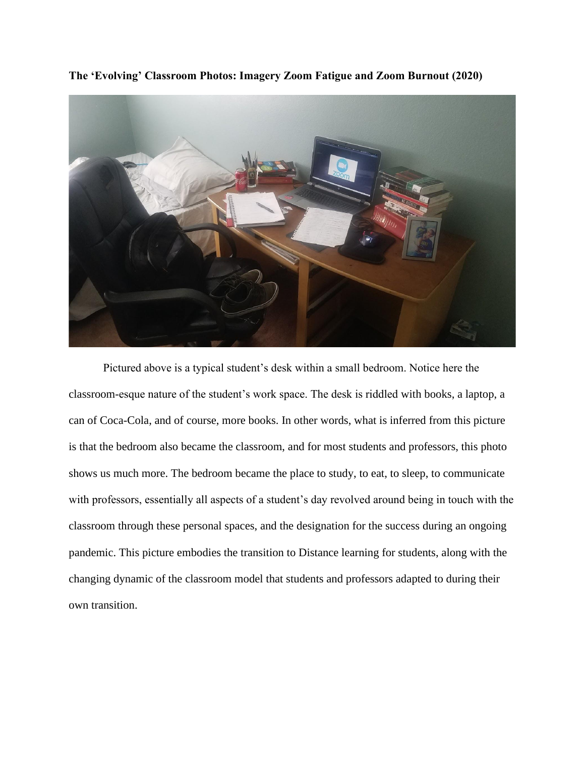**The 'Evolving' Classroom Photos: Imagery Zoom Fatigue and Zoom Burnout (2020)**

Pictured above is a typical student's desk within a small bedroom. Notice here the classroom-esque nature of the student's work space. The desk is riddled with books, a laptop, a can of Coca-Cola, and of course, more books. In other words, what is inferred from this picture is that the bedroom also became the classroom, and for most students and professors, this photo shows us much more. The bedroom became the place to study, to eat, to sleep, to communicate with professors, essentially all aspects of a student's day revolved around being in touch with the classroom through these personal spaces, and the designation for the success during an ongoing pandemic. This picture embodies the transition to Distance learning for students, along with the changing dynamic of the classroom model that students and professors adapted to during their own transition.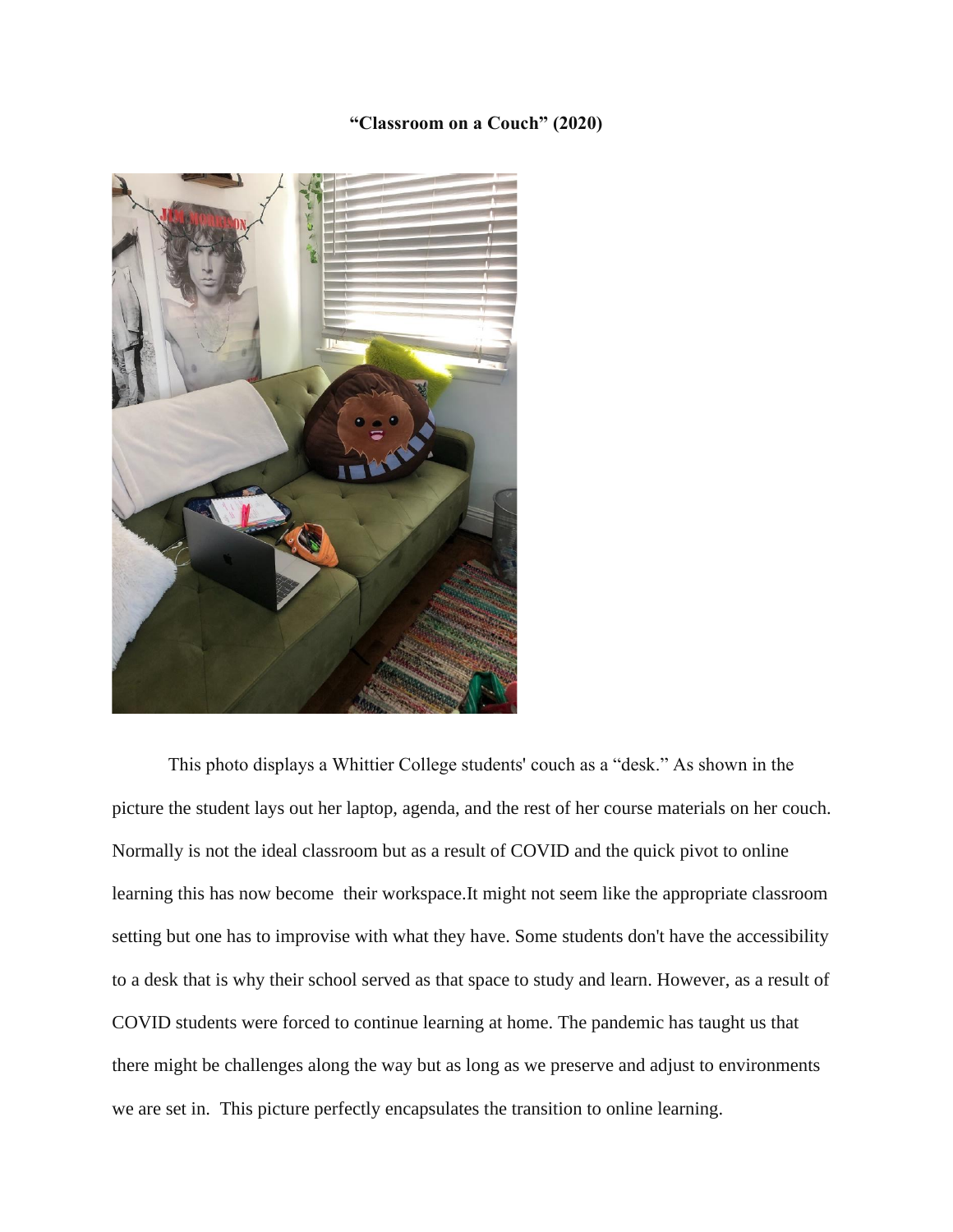**“Classroom on a Couch” (2020)**

This photo displays a Whittier College students' couch as a “desk.” As shown in the picture the student lays out her laptop, agenda, and the rest of her course materials on her couch. Normally is not the ideal classroom but as a result of COVID and the quick pivot to online learning this has now become  their workspace.It might not seem like the appropriate classroom setting but one has to improvise with what they have. Some students don't have the accessibility to a desk that is why their school served as that space to study and learn. However, as a result of COVID students were forced to continue learning at home. The pandemic has taught us that there might be challenges along the way but as long as we preserve and adjust to environments we are set in.  This picture perfectly encapsulates the transition to online learning.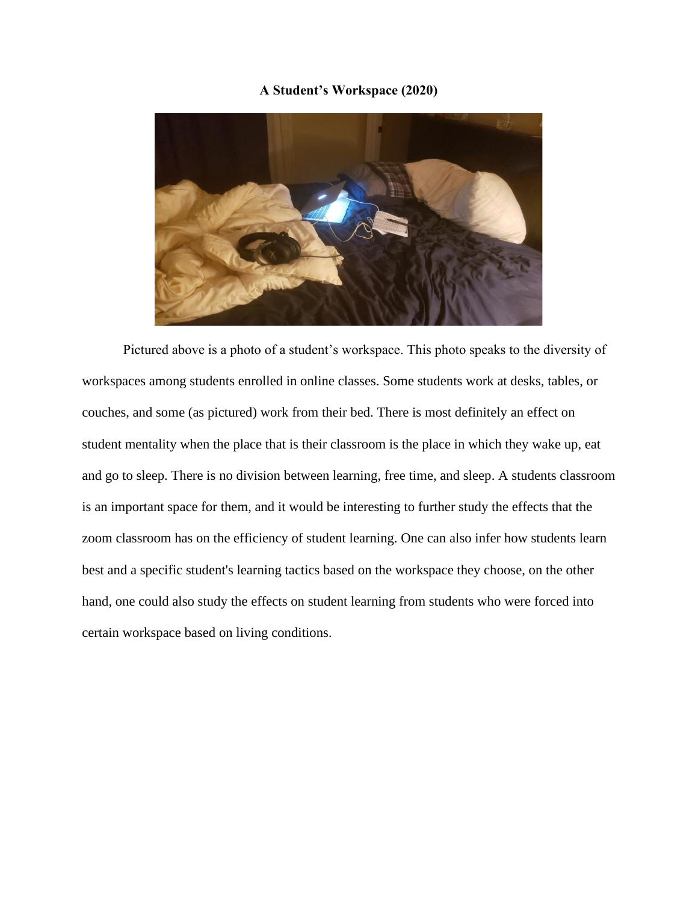**A Student's Workspace (2020)**

Pictured above is a photo of a student's workspace. This photo speaks to the diversity of workspaces among students enrolled in online classes. Some students work at desks, tables, or couches, and some (as pictured) work from their bed. There is most definitely an effect on student mentality when the place that is their classroom is the place in which they wake up, eat and go to sleep. There is no division between learning, free time, and sleep. A students classroom is an important space for them, and it would be interesting to further study the effects that the zoom classroom has on the efficiency of student learning. One can also infer how students learn best and a specific student's learning tactics based on the workspace they choose, on the other hand, one could also study the effects on student learning from students who were forced into certain workspace based on living conditions.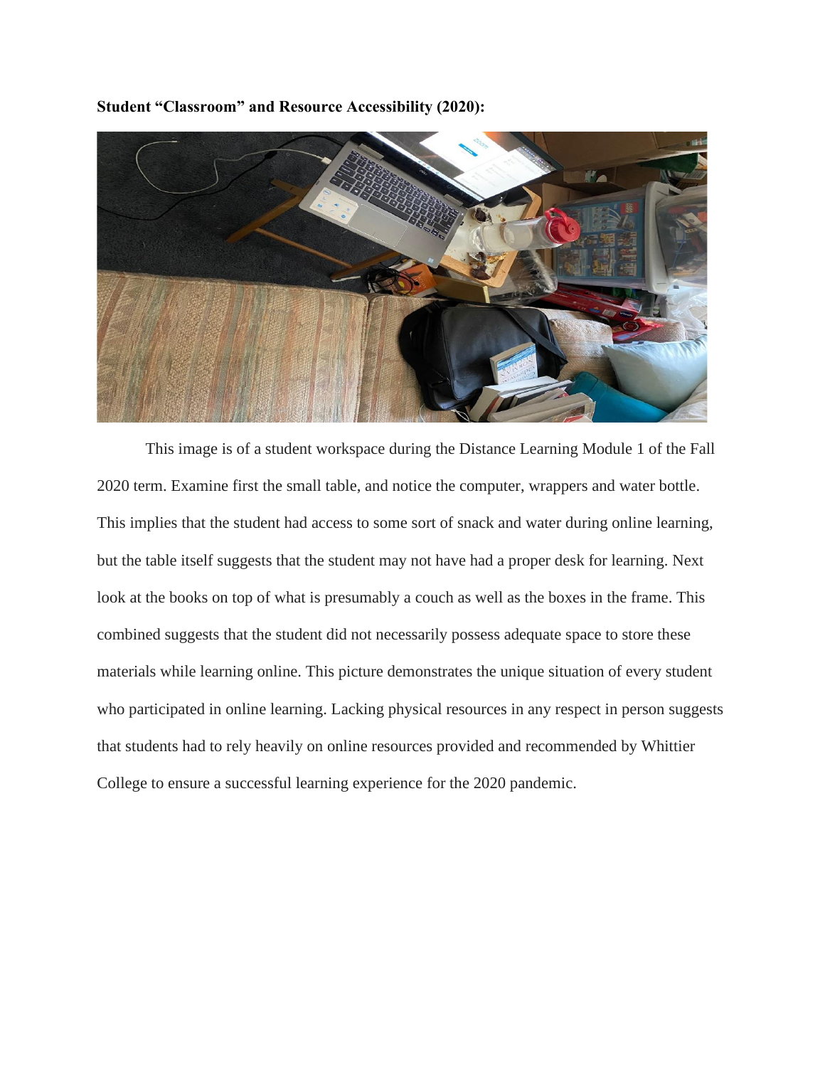**Student “Classroom” and Resource Accessibility (2020):**

This image is of a student workspace during the Distance Learning Module 1 of the Fall 2020 term. Examine first the small table, and notice the computer, wrappers and water bottle. This implies that the student had access to some sort of snack and water during online learning, but the table itself suggests that the student may not have had a proper desk for learning. Next look at the books on top of what is presumably a couch as well as the boxes in the frame. This combined suggests that the student did not necessarily possess adequate space to store these materials while learning online. This picture demonstrates the unique situation of every student who participated in online learning. Lacking physical resources in any respect in person suggests that students had to rely heavily on online resources provided and recommended by Whittier College to ensure a successful learning experience for the 2020 pandemic.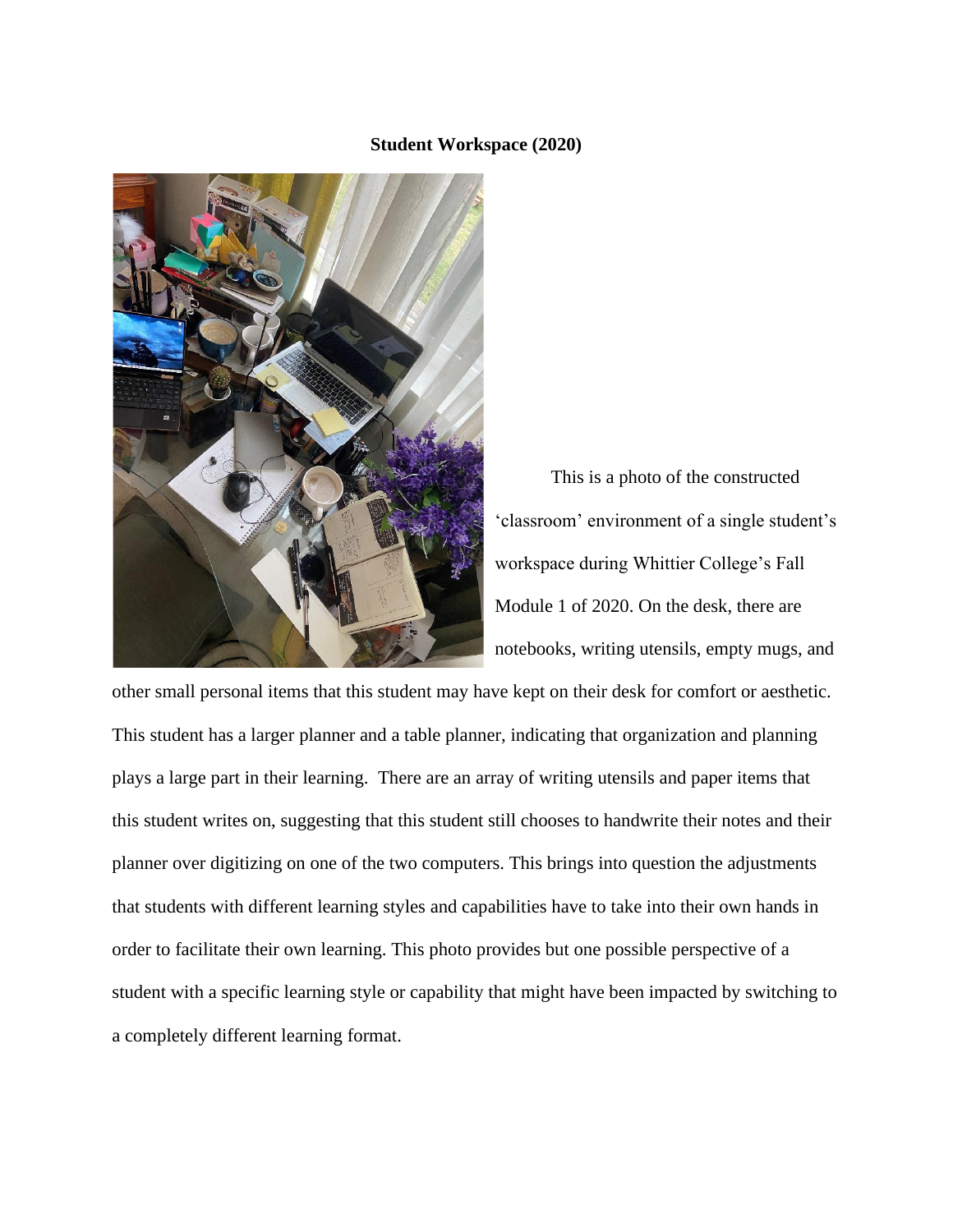**Student Workspace (2020)**

This is a photo of the constructed 'classroom' environment of a single student's workspace during Whittier College's Fall Module 1 of 2020. On the desk, there are notebooks, writing utensils, empty mugs, and other small personal items that this student may have kept on their desk for comfort or aesthetic. This student has a larger planner and a table planner, indicating that organization and planning plays a large part in their learning. There are an array of writing utensils and paper items that this student writes on, suggesting that this student still chooses to handwrite their notes and their planner over digitizing on one of the two computers. This brings into question the adjustments that students with different learning styles and capabilities have to take into their own hands in order to facilitate their own learning. This photo provides but one possible perspective of a student with a specific learning style or capability that might have been impacted by switching to a completely different learning format.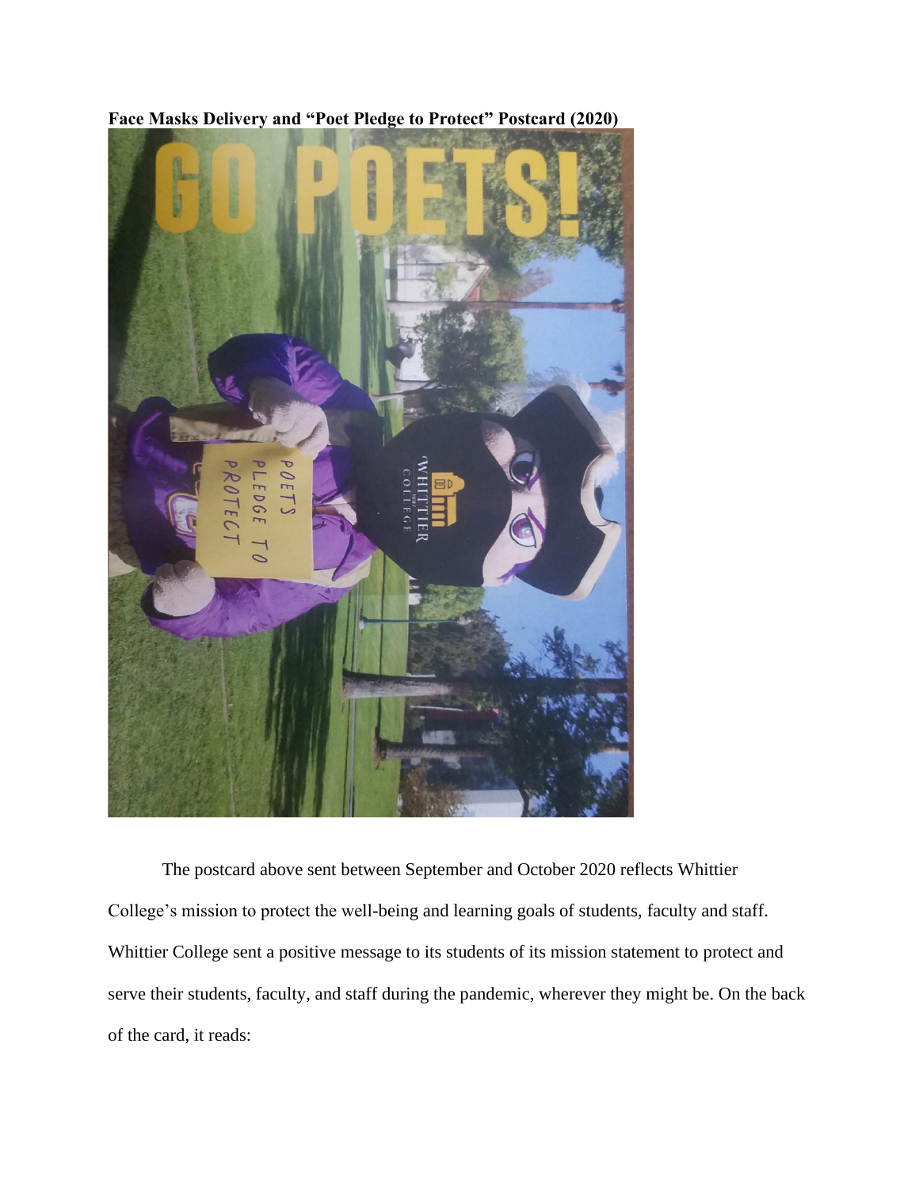**Face Masks Delivery and "Poet Pledge to Protect" Postcard (2020)**

The postcard above sent between September and October 2020 reflects Whittier College's mission to protect the well-being and learning goals of students, faculty and staff. Whittier College sent a positive message to its students of its mission statement to protect and serve their students, faculty, and staff during the pandemic, wherever they might be. On the back of the card, it reads: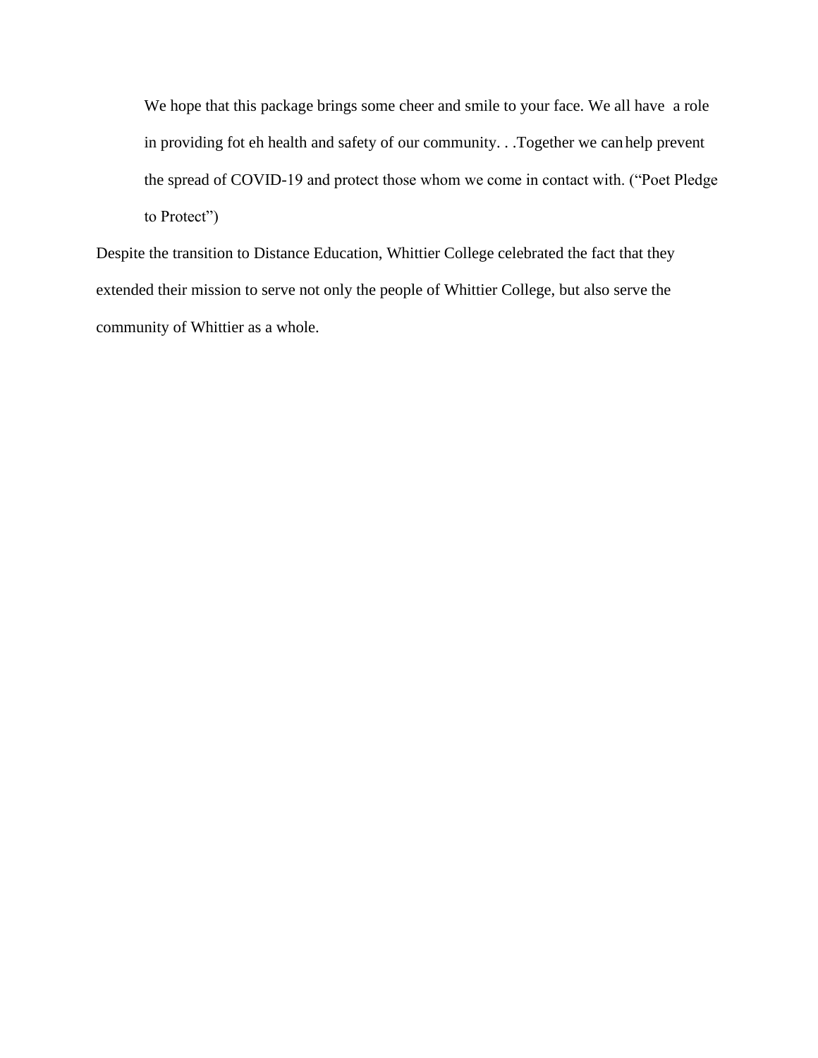> We hope that this package brings some cheer and smile to your face. We all have a role in providing fot eh health and safety of our community. . .Together we can help prevent the spread of COVID-19 and protect those whom we come in contact with. ("Poet Pledge to Protect")

Despite the transition to Distance Education, Whittier College celebrated the fact that they extended their mission to serve not only the people of Whittier College, but also serve the community of Whittier as a whole.